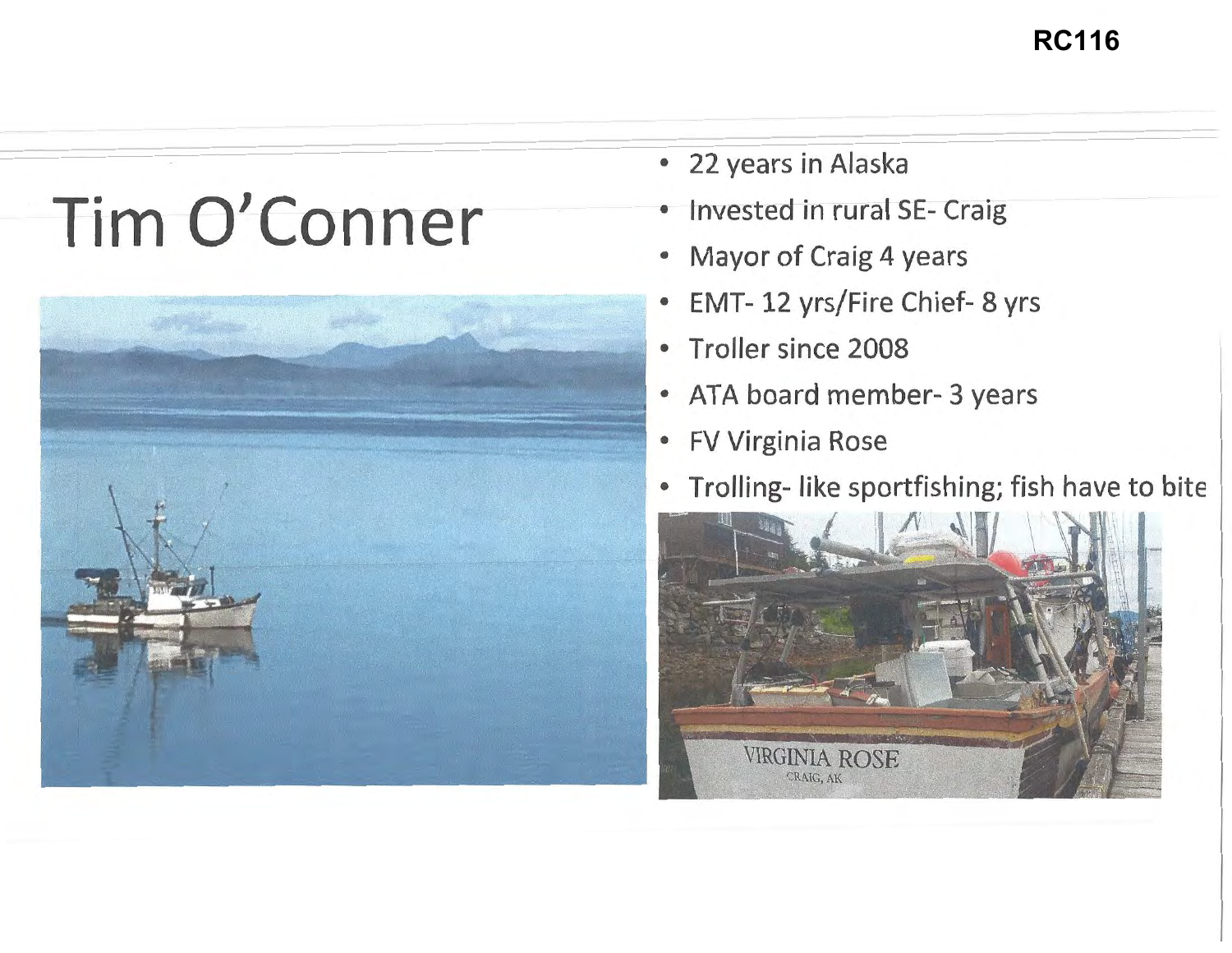RC116

# Tim O'Conner

- 22 years in Alaska
- Invested in rural SE- Craig
- Mayor of Craig 4 years
- EMT- 12 yrs/Fire Chief- 8 yrs
- Troller since 2008
- ATA board member- 3 years
- FV Virginia Rose
- Trolling- like sportfishing; fish have to bite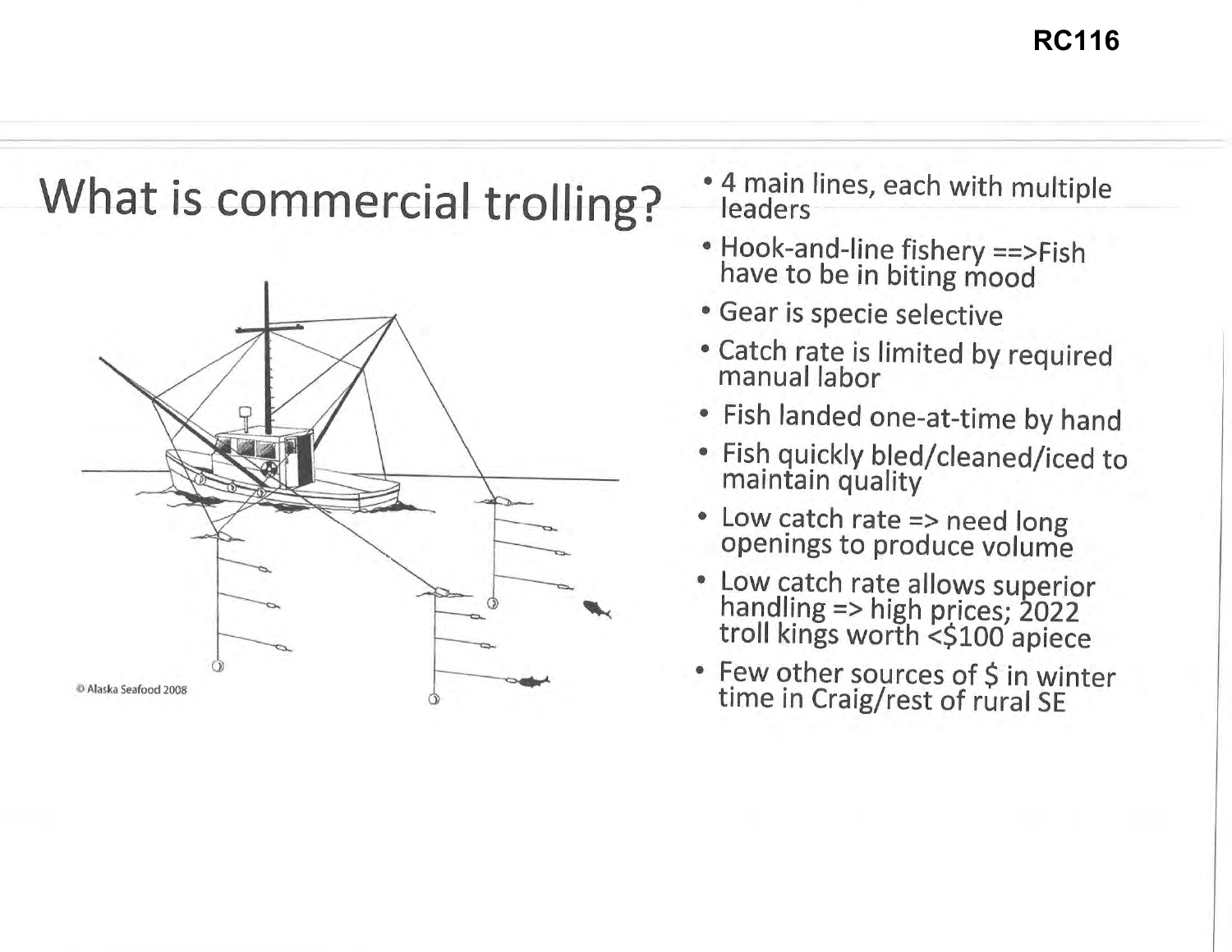RC116

# What is commercial trolling?

© Alaska Seafood 2008

- 4 main lines, each with multiple leaders
- Hook-and-line fishery ==>Fish have to be in biting mood
- Gear is specie selective
- Catch rate is limited by required manual labor
- Fish landed one-at-time by hand
- Fish quickly bled/cleaned/iced to maintain quality
- Low catch rate => need long openings to produce volume
- Low catch rate allows superior handling => high prices; 2022 troll kings worth <$100 apiece
- Few other sources of $ in winter time in Craig/rest of rural SE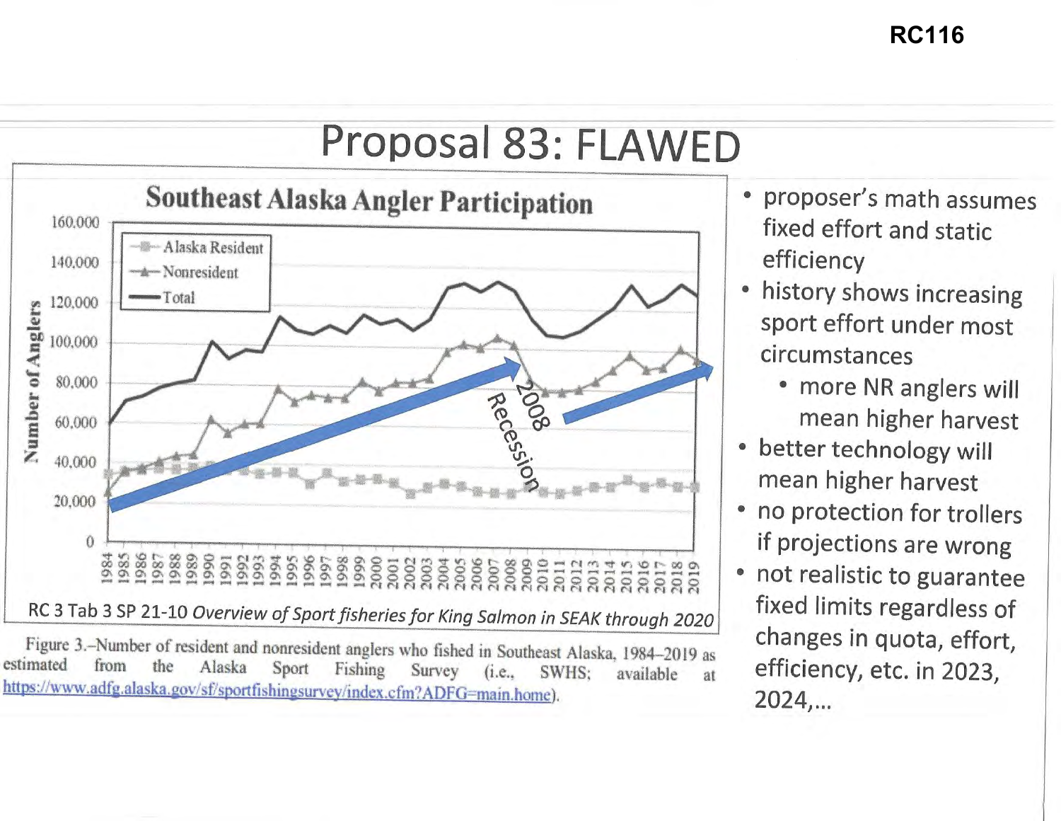RC116

# Proposal 83: FLAWED

Southeast Alaska Angler Participation

RC 3 Tab 3 SP 21-10 *Overview of Sport fisheries for King Salmon in SEAK through 2020*

Figure 3.–Number of resident and nonresident anglers who fished in Southeast Alaska, 1984–2019 as estimated from the Alaska Sport Fishing Survey (i.e., SWHS; available at https://www.adfg.alaska.gov/sf/sportfishingsurvey/index.cfm?ADFG=main.home).

- proposer's math assumes fixed effort and static efficiency
- history shows increasing sport effort under most circumstances
  - more NR anglers will mean higher harvest
- better technology will mean higher harvest
- no protection for trollers if projections are wrong
- not realistic to guarantee fixed limits regardless of changes in quota, effort, efficiency, etc. in 2023, 2024,...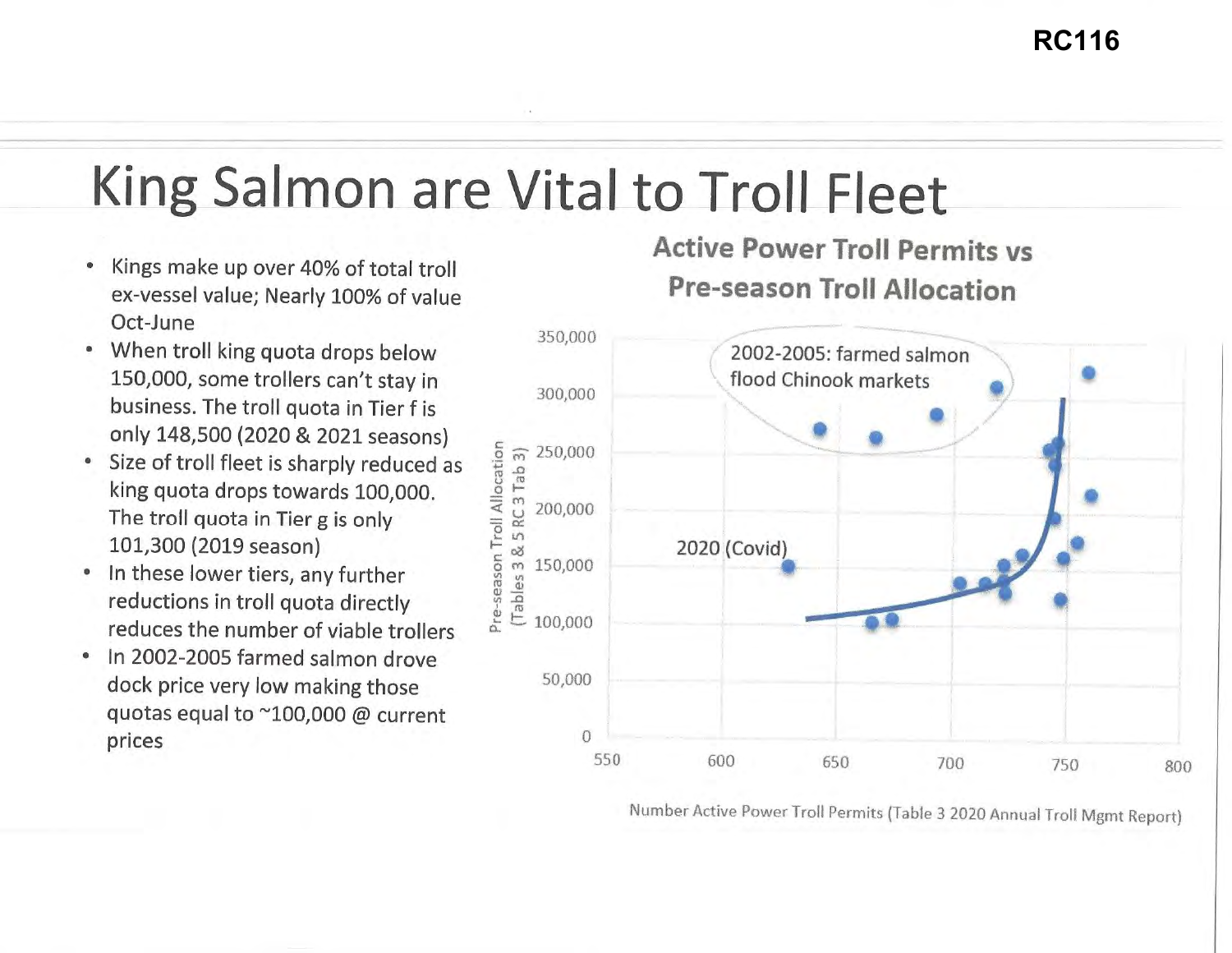RC116

# King Salmon are Vital to Troll Fleet

- Kings make up over 40% of total troll ex-vessel value; Nearly 100% of value Oct-June
- When troll king quota drops below 150,000, some trollers can't stay in business. The troll quota in Tier f is only 148,500 (2020 & 2021 seasons)
- Size of troll fleet is sharply reduced as king quota drops towards 100,000. The troll quota in Tier g is only 101,300 (2019 season)
- In these lower tiers, any further reductions in troll quota directly reduces the number of viable trollers
- In 2002-2005 farmed salmon drove dock price very low making those quotas equal to ~100,000 @ current prices

Active Power Troll Permits vs Pre-season Troll Allocation

2002-2005: farmed salmon flood Chinook markets

2020 (Covid)

Pre-season Troll Allocation (Tables 3 & 5 RC 3 Tab 3)

0
50,000
100,000
150,000
200,000
250,000
300,000
350,000

550
600
650
700
750
800

Number Active Power Troll Permits (Table 3 2020 Annual Troll Mgmt Report)